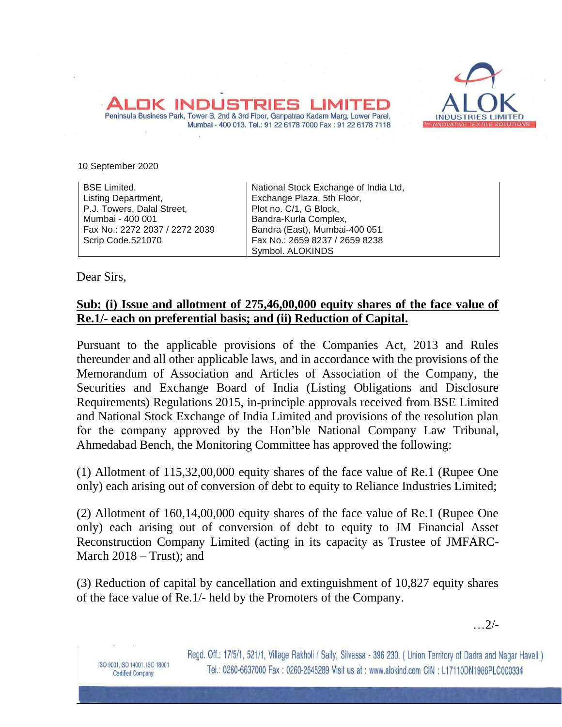**ALOK INDUSTRIES LIMITED**
Peninsula Business Park, Tower B, 2nd & 3rd Floor, Ganpatrao Kadam Marg, Lower Parel, Mumbai - 400 013. Tel.: 91 22 6178 7000 Fax : 91 22 6178 7118

ALOK INDUSTRIES LIMITED
INNOVATIVE TEXTILE SOLUTIONS

10 September 2020

| BSE Limited.<br>Listing Department,<br>P.J. Towers, Dalal Street,<br>Mumbai - 400 001<br>Fax No.: 2272 2037 / 2272 2039<br>Scrip Code.521070 | National Stock Exchange of India Ltd,<br>Exchange Plaza, 5th Floor,<br>Plot no. C/1, G Block,<br>Bandra-Kurla Complex,<br>Bandra (East), Mumbai-400 051<br>Fax No.: 2659 8237 / 2659 8238<br>Symbol. ALOKINDS |
|---|---|

Dear Sirs,

**Sub: (i) Issue and allotment of 275,46,00,000 equity shares of the face value of Re.1/- each on preferential basis; and (ii) Reduction of Capital.**

Pursuant to the applicable provisions of the Companies Act, 2013 and Rules thereunder and all other applicable laws, and in accordance with the provisions of the Memorandum of Association and Articles of Association of the Company, the Securities and Exchange Board of India (Listing Obligations and Disclosure Requirements) Regulations 2015, in-principle approvals received from BSE Limited and National Stock Exchange of India Limited and provisions of the resolution plan for the company approved by the Hon'ble National Company Law Tribunal, Ahmedabad Bench, the Monitoring Committee has approved the following:

(1) Allotment of 115,32,00,000 equity shares of the face value of Re.1 (Rupee One only) each arising out of conversion of debt to equity to Reliance Industries Limited;

(2) Allotment of 160,14,00,000 equity shares of the face value of Re.1 (Rupee One only) each arising out of conversion of debt to equity to JM Financial Asset Reconstruction Company Limited (acting in its capacity as Trustee of JMFARC-March 2018 – Trust); and

(3) Reduction of capital by cancellation and extinguishment of 10,827 equity shares of the face value of Re.1/- held by the Promoters of the Company.

…2/-

ISO 9001, ISO 14001, ISO 18001 Certified Company.

Regd. Off.: 17/5/1, 521/1, Village Rakholi / Saily, Silvassa - 396 230. ( Union Territory of Dadra and Nagar Haveli ) Tel.: 0260-6637000 Fax : 0260-2645289 Visit us at : www.alokind.com CIN : L17110DN1986PLC000334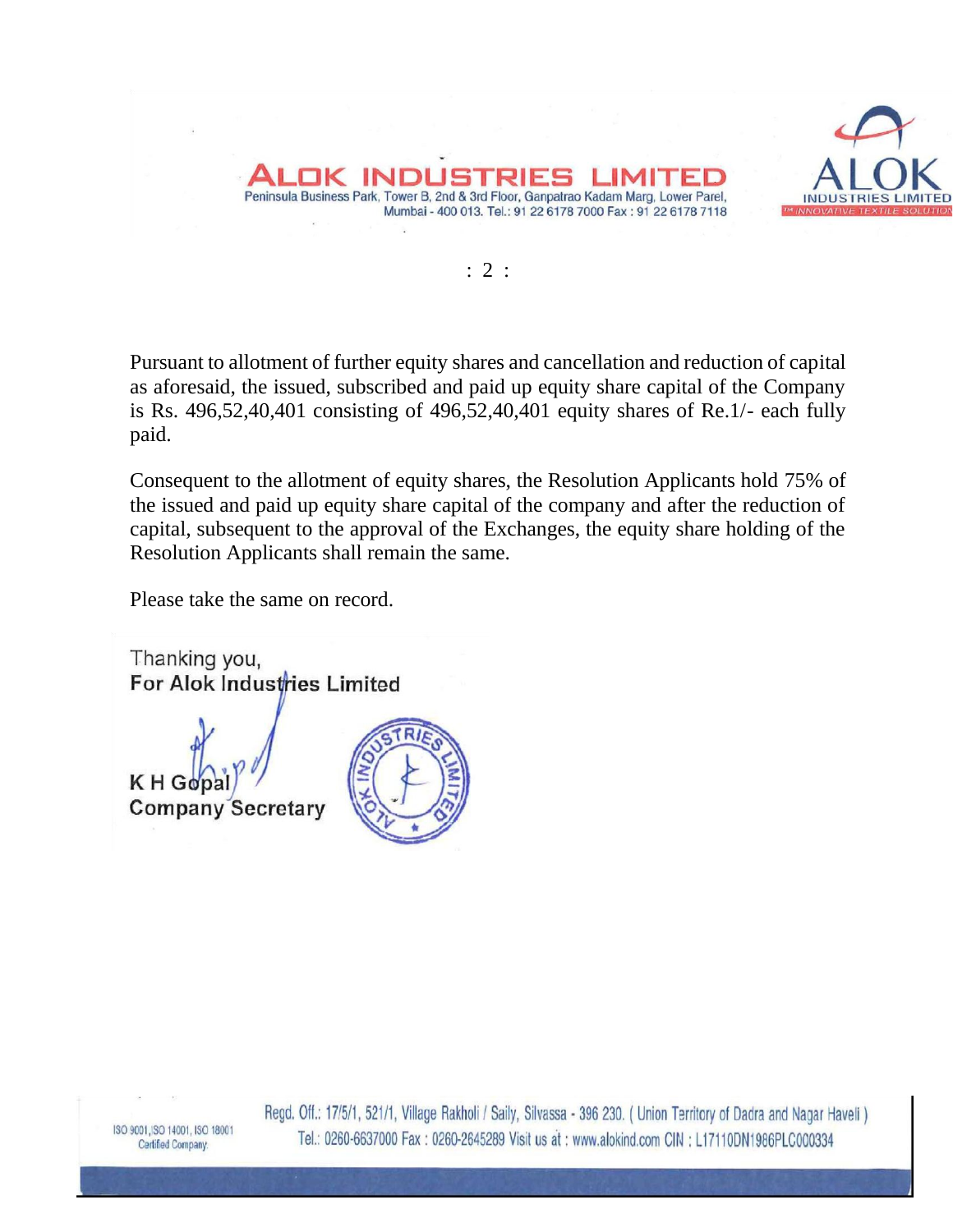Pursuant to allotment of further equity shares and cancellation and reduction of capital as aforesaid, the issued, subscribed and paid up equity share capital of the Company is Rs. 496,52,40,401 consisting of 496,52,40,401 equity shares of Re.1/- each fully paid.

Consequent to the allotment of equity shares, the Resolution Applicants hold 75% of the issued and paid up equity share capital of the company and after the reduction of capital, subsequent to the approval of the Exchanges, the equity share holding of the Resolution Applicants shall remain the same.

Please take the same on record.

Thanking you,
**For Alok Industries Limited**

**K H Gopal**
**Company Secretary**